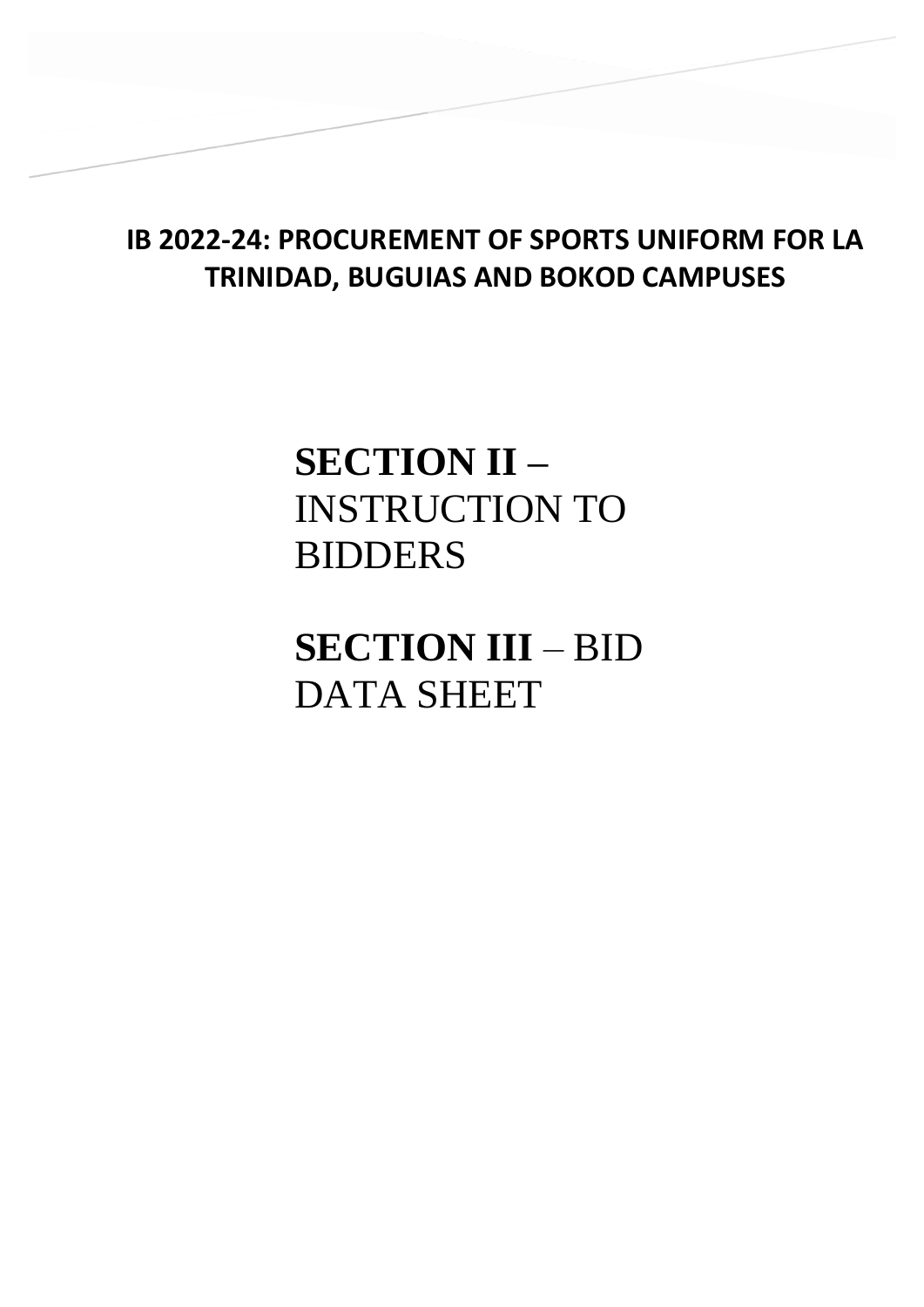**IB 2022-24: PROCUREMENT OF SPORTS UNIFORM FOR LA TRINIDAD, BUGUIAS AND BOKOD CAMPUSES**

# SECTION II – INSTRUCTION TO BIDDERS

# SECTION III – BID DATA SHEET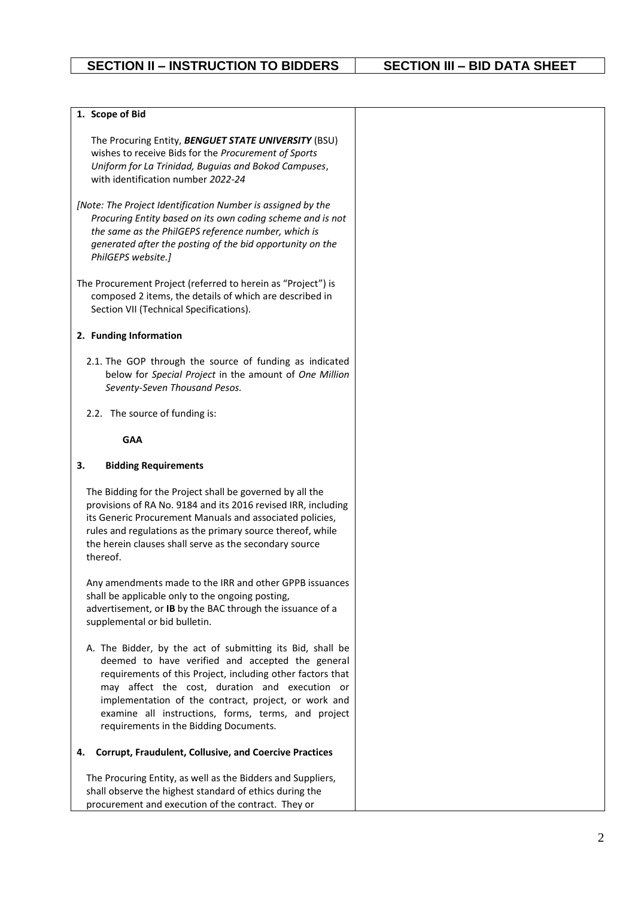| SECTION II – INSTRUCTION TO BIDDERS | SECTION III – BID DATA SHEET |
|---|---|

**1. Scope of Bid**

The Procuring Entity, ***BENGUET STATE UNIVERSITY*** (BSU) wishes to receive Bids for the *Procurement of Sports Uniform for La Trinidad, Buguias and Bokod Campuses*, with identification number *2022-24*

*[Note: The Project Identification Number is assigned by the Procuring Entity based on its own coding scheme and is not the same as the PhilGEPS reference number, which is generated after the posting of the bid opportunity on the PhilGEPS website.]*

The Procurement Project (referred to herein as "Project") is composed 2 items, the details of which are described in Section VII (Technical Specifications).

**2. Funding Information**

2.1. The GOP through the source of funding as indicated below for *Special Project* in the amount of *One Million Seventy-Seven Thousand Pesos.*

2.2. The source of funding is:

**GAA**

**3. Bidding Requirements**

The Bidding for the Project shall be governed by all the provisions of RA No. 9184 and its 2016 revised IRR, including its Generic Procurement Manuals and associated policies, rules and regulations as the primary source thereof, while the herein clauses shall serve as the secondary source thereof.

Any amendments made to the IRR and other GPPB issuances shall be applicable only to the ongoing posting, advertisement, or **IB** by the BAC through the issuance of a supplemental or bid bulletin.

A. The Bidder, by the act of submitting its Bid, shall be deemed to have verified and accepted the general requirements of this Project, including other factors that may affect the cost, duration and execution or implementation of the contract, project, or work and examine all instructions, forms, terms, and project requirements in the Bidding Documents.

**4. Corrupt, Fraudulent, Collusive, and Coercive Practices**

The Procuring Entity, as well as the Bidders and Suppliers, shall observe the highest standard of ethics during the procurement and execution of the contract. They or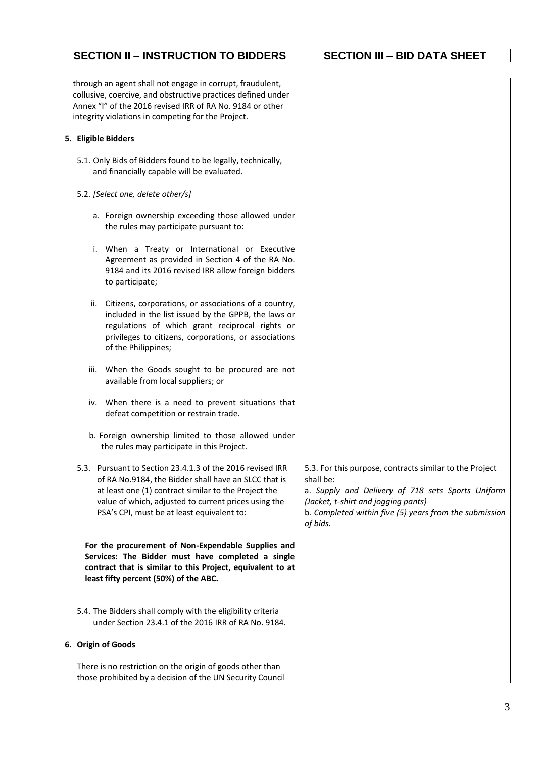| SECTION II – INSTRUCTION TO BIDDERS | SECTION III – BID DATA SHEET |
|---|---|
| through an agent shall not engage in corrupt, fraudulent, collusive, coercive, and obstructive practices defined under Annex "I" of the 2016 revised IRR of RA No. 9184 or other integrity violations in competing for the Project. | |
| **5. Eligible Bidders** | |
| 5.1. Only Bids of Bidders found to be legally, technically, and financially capable will be evaluated. | |
| 5.2. *[Select one, delete other/s]* | |
| a. Foreign ownership exceeding those allowed under the rules may participate pursuant to: | |
| i. When a Treaty or International or Executive Agreement as provided in Section 4 of the RA No. 9184 and its 2016 revised IRR allow foreign bidders to participate; | |
| ii. Citizens, corporations, or associations of a country, included in the list issued by the GPPB, the laws or regulations of which grant reciprocal rights or privileges to citizens, corporations, or associations of the Philippines; | |
| iii. When the Goods sought to be procured are not available from local suppliers; or | |
| iv. When there is a need to prevent situations that defeat competition or restrain trade. | |
| b. Foreign ownership limited to those allowed under the rules may participate in this Project. | |
| 5.3. Pursuant to Section 23.4.1.3 of the 2016 revised IRR of RA No.9184, the Bidder shall have an SLCC that is at least one (1) contract similar to the Project the value of which, adjusted to current prices using the PSA's CPI, must be at least equivalent to: | 5.3. For this purpose, contracts similar to the Project shall be:<br>a. *Supply and Delivery of 718 sets Sports Uniform (Jacket, t-shirt and jogging pants)*<br>b. *Completed within five (5) years from the submission of bids.* |
| **For the procurement of Non-Expendable Supplies and Services: The Bidder must have completed a single contract that is similar to this Project, equivalent to at least fifty percent (50%) of the ABC.** | |
| 5.4. The Bidders shall comply with the eligibility criteria under Section 23.4.1 of the 2016 IRR of RA No. 9184. | |
| **6. Origin of Goods** | |
| There is no restriction on the origin of goods other than those prohibited by a decision of the UN Security Council | |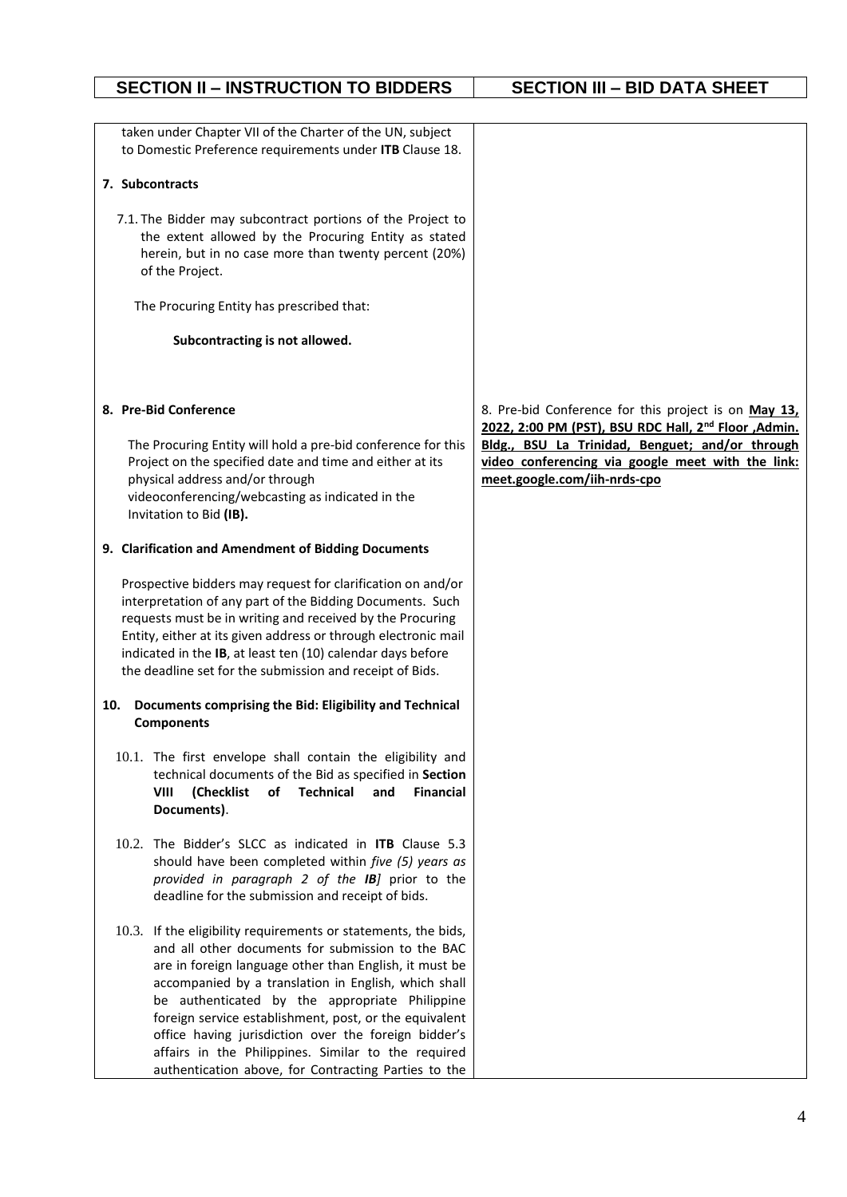| SECTION II – INSTRUCTION TO BIDDERS | SECTION III – BID DATA SHEET |
|---|---|
| taken under Chapter VII of the Charter of the UN, subject to Domestic Preference requirements under **ITB** Clause 18. | |
| **7. Subcontracts** | |
| 7.1. The Bidder may subcontract portions of the Project to the extent allowed by the Procuring Entity as stated herein, but in no case more than twenty percent (20%) of the Project. | |
| The Procuring Entity has prescribed that: | |
| **Subcontracting is not allowed.** | |
| **8. Pre-Bid Conference** | 8. Pre-bid Conference for this project is on **May 13, 2022, 2:00 PM (PST), BSU RDC Hall, 2nd Floor ,Admin. Bldg., BSU La Trinidad, Benguet; and/or through video conferencing via google meet with the link: meet.google.com/iih-nrds-cpo** |
| The Procuring Entity will hold a pre-bid conference for this Project on the specified date and time and either at its physical address and/or through videoconferencing/webcasting as indicated in the Invitation to Bid **(IB).** | |
| **9. Clarification and Amendment of Bidding Documents** | |
| Prospective bidders may request for clarification on and/or interpretation of any part of the Bidding Documents. Such requests must be in writing and received by the Procuring Entity, either at its given address or through electronic mail indicated in the **IB**, at least ten (10) calendar days before the deadline set for the submission and receipt of Bids. | |
| **10. Documents comprising the Bid: Eligibility and Technical Components** | |
| 10.1. The first envelope shall contain the eligibility and technical documents of the Bid as specified in **Section VIII (Checklist of Technical and Financial Documents)**. | |
| 10.2. The Bidder's SLCC as indicated in **ITB** Clause 5.3 should have been completed within *five (5) years as provided in paragraph 2 of the **IB**]* prior to the deadline for the submission and receipt of bids. | |
| 10.3. If the eligibility requirements or statements, the bids, and all other documents for submission to the BAC are in foreign language other than English, it must be accompanied by a translation in English, which shall be authenticated by the appropriate Philippine foreign service establishment, post, or the equivalent office having jurisdiction over the foreign bidder's affairs in the Philippines. Similar to the required authentication above, for Contracting Parties to the | |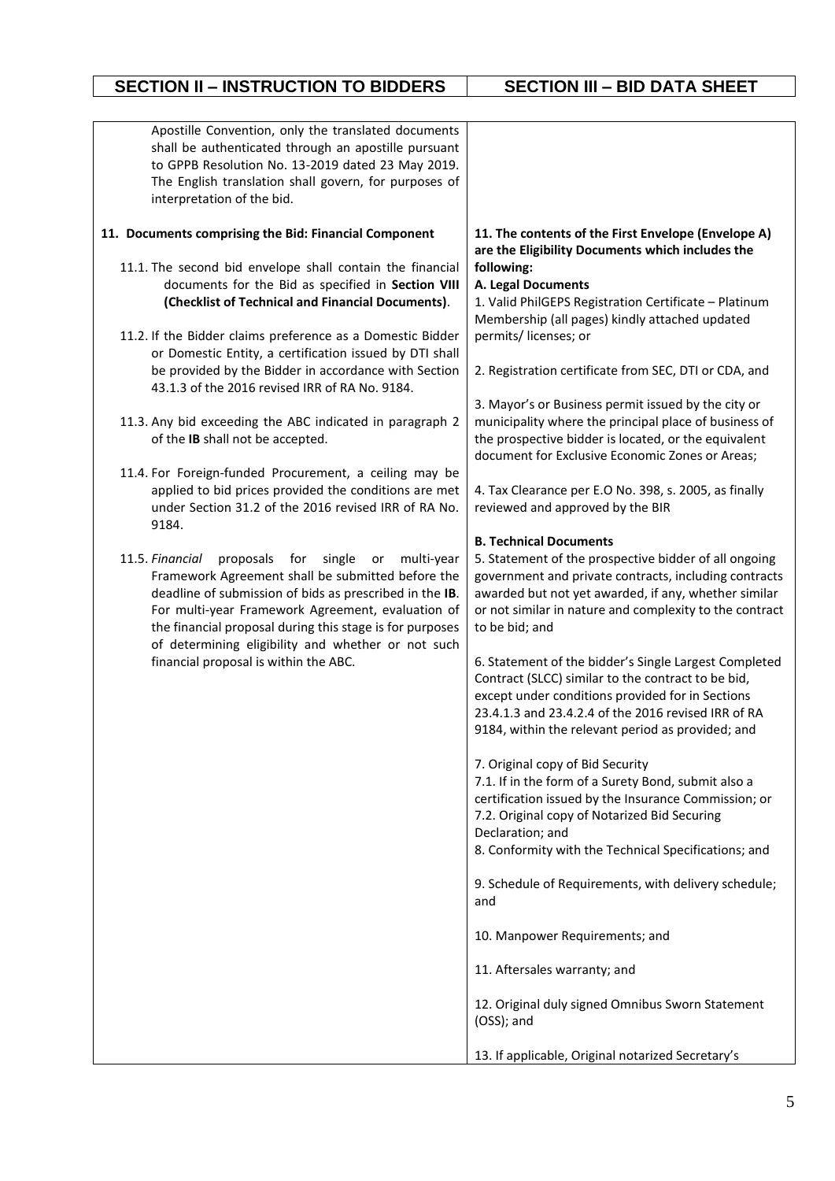| SECTION II – INSTRUCTION TO BIDDERS | SECTION III – BID DATA SHEET |
|---|---|
| Apostille Convention, only the translated documents shall be authenticated through an apostille pursuant to GPPB Resolution No. 13-2019 dated 23 May 2019. The English translation shall govern, for purposes of interpretation of the bid. | |
| **11. Documents comprising the Bid: Financial Component**<br><br>11.1. The second bid envelope shall contain the financial documents for the Bid as specified in **Section VIII (Checklist of Technical and Financial Documents)**.<br><br>11.2. If the Bidder claims preference as a Domestic Bidder or Domestic Entity, a certification issued by DTI shall be provided by the Bidder in accordance with Section 43.1.3 of the 2016 revised IRR of RA No. 9184.<br><br>11.3. Any bid exceeding the ABC indicated in paragraph 2 of the **IB** shall not be accepted.<br><br>11.4. For Foreign-funded Procurement, a ceiling may be applied to bid prices provided the conditions are met under Section 31.2 of the 2016 revised IRR of RA No. 9184.<br><br>11.5. *Financial* proposals for single or multi-year Framework Agreement shall be submitted before the deadline of submission of bids as prescribed in the **IB**. For multi-year Framework Agreement, evaluation of the financial proposal during this stage is for purposes of determining eligibility and whether or not such financial proposal is within the ABC. | **11. The contents of the First Envelope (Envelope A) are the Eligibility Documents which includes the following:**<br>**A. Legal Documents**<br>1. Valid PhilGEPS Registration Certificate – Platinum Membership (all pages) kindly attached updated permits/ licenses; or<br><br>2. Registration certificate from SEC, DTI or CDA, and<br><br>3. Mayor's or Business permit issued by the city or municipality where the principal place of business of the prospective bidder is located, or the equivalent document for Exclusive Economic Zones or Areas;<br><br>4. Tax Clearance per E.O No. 398, s. 2005, as finally reviewed and approved by the BIR<br><br>**B. Technical Documents**<br>5. Statement of the prospective bidder of all ongoing government and private contracts, including contracts awarded but not yet awarded, if any, whether similar or not similar in nature and complexity to the contract to be bid; and<br><br>6. Statement of the bidder's Single Largest Completed Contract (SLCC) similar to the contract to be bid, except under conditions provided for in Sections 23.4.1.3 and 23.4.2.4 of the 2016 revised IRR of RA 9184, within the relevant period as provided; and<br><br>7. Original copy of Bid Security<br>7.1. If in the form of a Surety Bond, submit also a certification issued by the Insurance Commission; or<br>7.2. Original copy of Notarized Bid Securing Declaration; and<br>8. Conformity with the Technical Specifications; and<br><br>9. Schedule of Requirements, with delivery schedule; and<br><br>10. Manpower Requirements; and<br><br>11. Aftersales warranty; and<br><br>12. Original duly signed Omnibus Sworn Statement (OSS); and<br><br>13. If applicable, Original notarized Secretary's |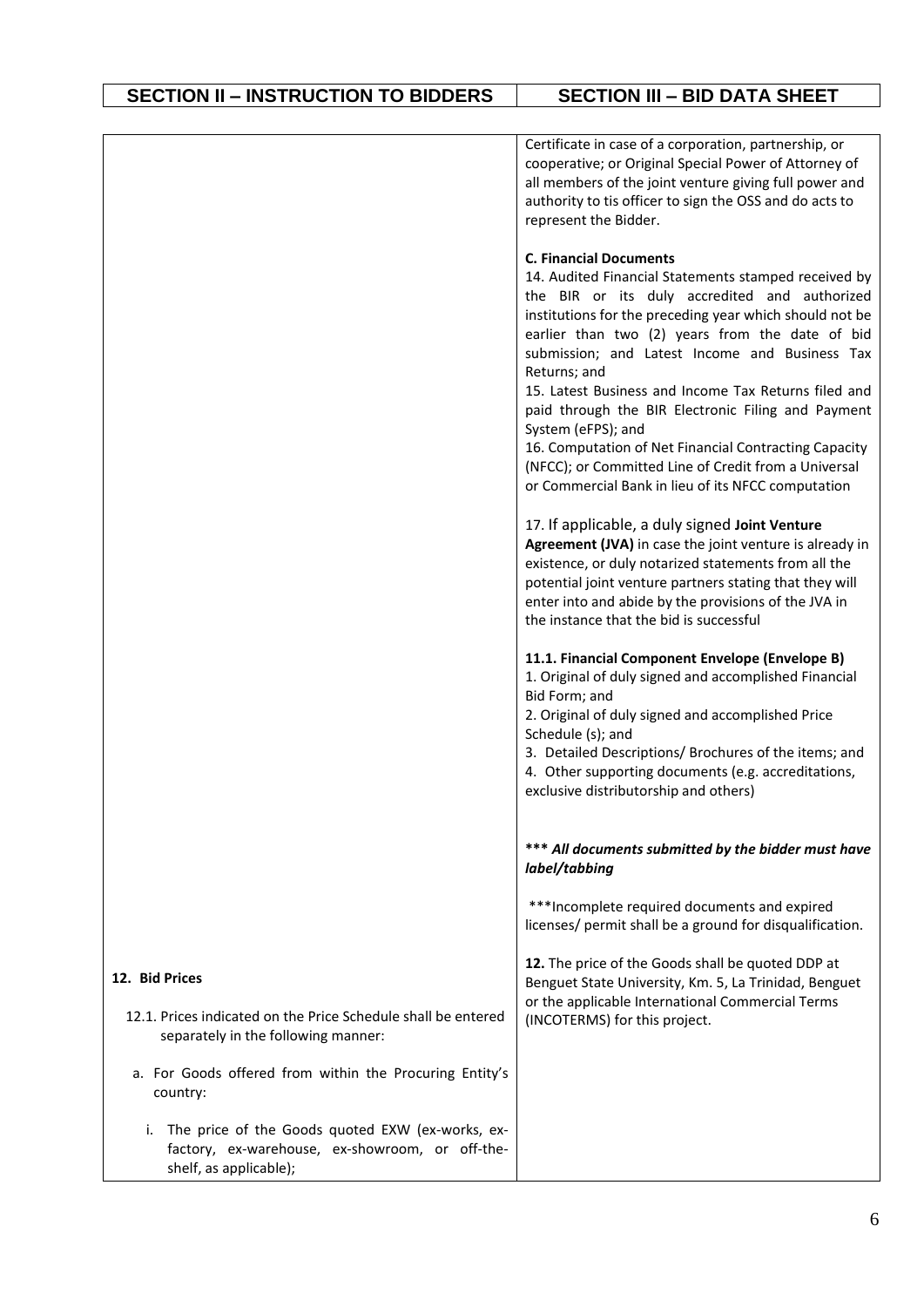| SECTION II – INSTRUCTION TO BIDDERS | SECTION III – BID DATA SHEET |
|---|---|
| | Certificate in case of a corporation, partnership, or cooperative; or Original Special Power of Attorney of all members of the joint venture giving full power and authority to tis officer to sign the OSS and do acts to represent the Bidder.<br><br>**C. Financial Documents**<br>14. Audited Financial Statements stamped received by the BIR or its duly accredited and authorized institutions for the preceding year which should not be earlier than two (2) years from the date of bid submission; and Latest Income and Business Tax Returns; and<br>15. Latest Business and Income Tax Returns filed and paid through the BIR Electronic Filing and Payment System (eFPS); and<br>16. Computation of Net Financial Contracting Capacity (NFCC); or Committed Line of Credit from a Universal or Commercial Bank in lieu of its NFCC computation<br><br>17. If applicable, a duly signed **Joint Venture Agreement (JVA)** in case the joint venture is already in existence, or duly notarized statements from all the potential joint venture partners stating that they will enter into and abide by the provisions of the JVA in the instance that the bid is successful<br><br>**11.1. Financial Component Envelope (Envelope B)**<br>1. Original of duly signed and accomplished Financial Bid Form; and<br>2. Original of duly signed and accomplished Price Schedule (s); and<br>3. Detailed Descriptions/ Brochures of the items; and<br>4. Other supporting documents (e.g. accreditations, exclusive distributorship and others)<br><br>**\*\*\* *All documents submitted by the bidder must have label/tabbing***<br><br>\*\*\*Incomplete required documents and expired licenses/ permit shall be a ground for disqualification. |
| **12. Bid Prices**<br><br>12.1. Prices indicated on the Price Schedule shall be entered separately in the following manner:<br><br>a. For Goods offered from within the Procuring Entity's country:<br><br>i. The price of the Goods quoted EXW (ex-works, ex-factory, ex-warehouse, ex-showroom, or off-the-shelf, as applicable); | **12.** The price of the Goods shall be quoted DDP at Benguet State University, Km. 5, La Trinidad, Benguet or the applicable International Commercial Terms (INCOTERMS) for this project. |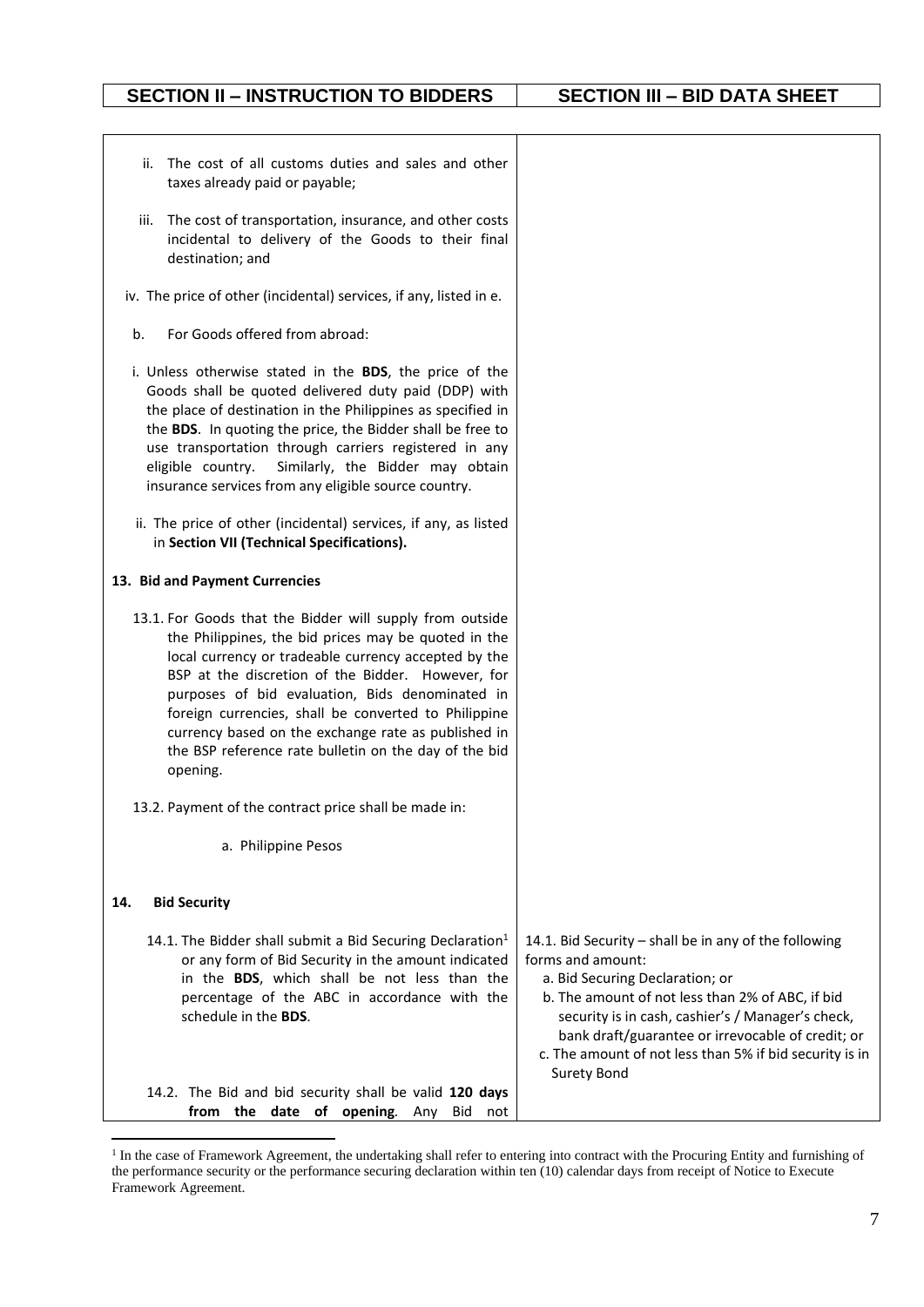| SECTION II – INSTRUCTION TO BIDDERS | SECTION III – BID DATA SHEET |
|---|---|
| ii. The cost of all customs duties and sales and other taxes already paid or payable; | |
| iii. The cost of transportation, insurance, and other costs incidental to delivery of the Goods to their final destination; and | |
| iv. The price of other (incidental) services, if any, listed in e. | |
| b. For Goods offered from abroad: | |
| i. Unless otherwise stated in the **BDS**, the price of the Goods shall be quoted delivered duty paid (DDP) with the place of destination in the Philippines as specified in the **BDS**. In quoting the price, the Bidder shall be free to use transportation through carriers registered in any eligible country. Similarly, the Bidder may obtain insurance services from any eligible source country. | |
| ii. The price of other (incidental) services, if any, as listed in **Section VII (Technical Specifications).** | |
| **13. Bid and Payment Currencies** | |
| 13.1. For Goods that the Bidder will supply from outside the Philippines, the bid prices may be quoted in the local currency or tradeable currency accepted by the BSP at the discretion of the Bidder. However, for purposes of bid evaluation, Bids denominated in foreign currencies, shall be converted to Philippine currency based on the exchange rate as published in the BSP reference rate bulletin on the day of the bid opening. | |
| 13.2. Payment of the contract price shall be made in: | |
| a. Philippine Pesos | |
| **14. Bid Security** | |
| 14.1. The Bidder shall submit a Bid Securing Declaration[1] or any form of Bid Security in the amount indicated in the **BDS**, which shall be not less than the percentage of the ABC in accordance with the schedule in the **BDS**. | 14.1. Bid Security – shall be in any of the following forms and amount:<br>a. Bid Securing Declaration; or<br>b. The amount of not less than 2% of ABC, if bid security is in cash, cashier's / Manager's check, bank draft/guarantee or irrevocable of credit; or<br>c. The amount of not less than 5% if bid security is in Surety Bond |
| 14.2. The Bid and bid security shall be valid **120 days from the date of opening**. Any Bid not | |

[1] In the case of Framework Agreement, the undertaking shall refer to entering into contract with the Procuring Entity and furnishing of the performance security or the performance securing declaration within ten (10) calendar days from receipt of Notice to Execute Framework Agreement.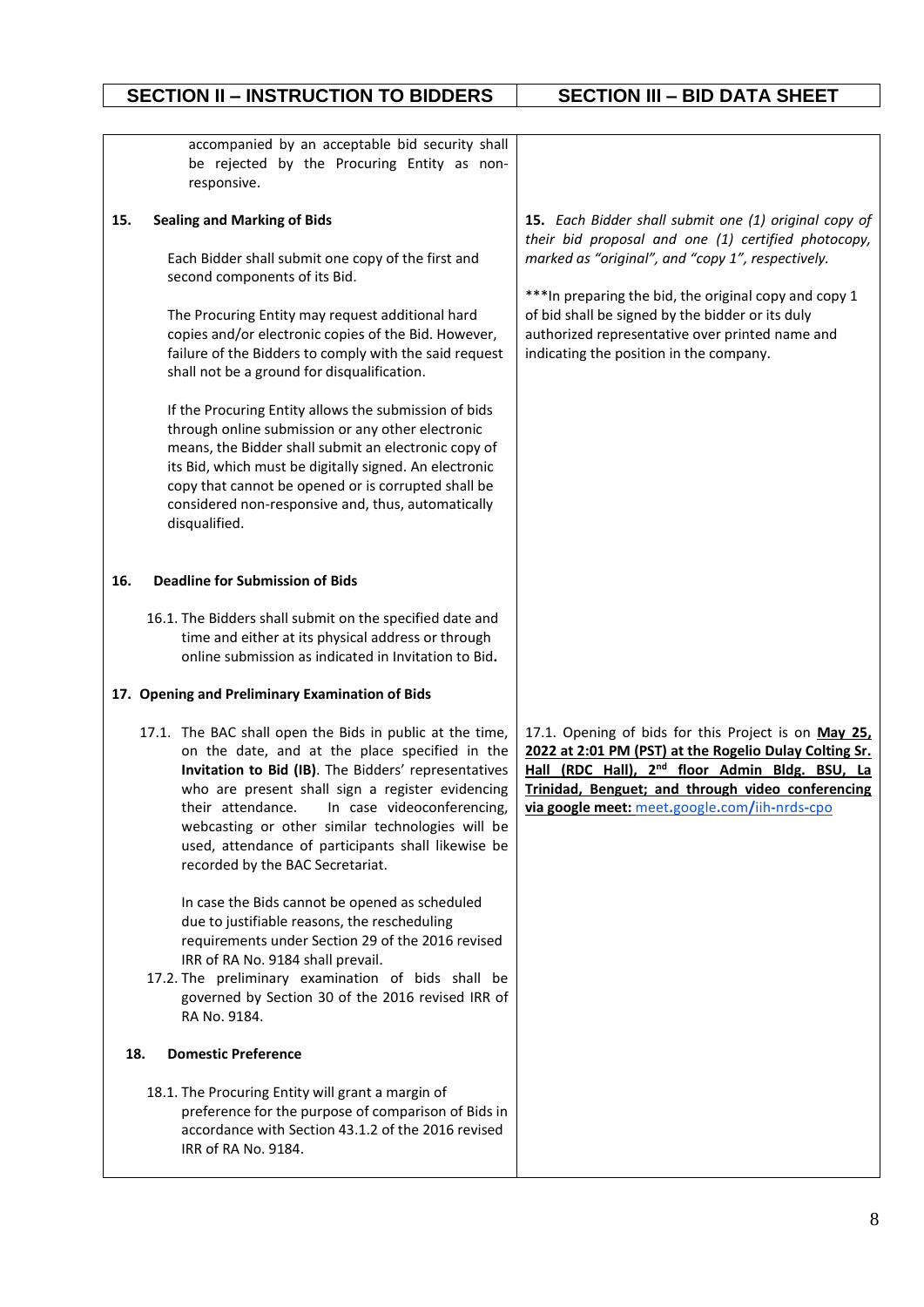| SECTION II – INSTRUCTION TO BIDDERS | SECTION III – BID DATA SHEET |
|---|---|
| accompanied by an acceptable bid security shall be rejected by the Procuring Entity as non-responsive. | |
| **15. Sealing and Marking of Bids**<br><br>Each Bidder shall submit one copy of the first and second components of its Bid.<br><br>The Procuring Entity may request additional hard copies and/or electronic copies of the Bid. However, failure of the Bidders to comply with the said request shall not be a ground for disqualification.<br><br>If the Procuring Entity allows the submission of bids through online submission or any other electronic means, the Bidder shall submit an electronic copy of its Bid, which must be digitally signed. An electronic copy that cannot be opened or is corrupted shall be considered non-responsive and, thus, automatically disqualified. | **15.** *Each Bidder shall submit one (1) original copy of their bid proposal and one (1) certified photocopy, marked as "original", and "copy 1", respectively.*<br><br>***In preparing the bid, the original copy and copy 1 of bid shall be signed by the bidder or its duly authorized representative over printed name and indicating the position in the company. |
| **16. Deadline for Submission of Bids**<br><br>16.1. The Bidders shall submit on the specified date and time and either at its physical address or through online submission as indicated in Invitation to Bid**.** | |
| **17. Opening and Preliminary Examination of Bids**<br><br>17.1. The BAC shall open the Bids in public at the time, on the date, and at the place specified in the **Invitation to Bid (IB)**. The Bidders' representatives who are present shall sign a register evidencing their attendance. In case videoconferencing, webcasting or other similar technologies will be used, attendance of participants shall likewise be recorded by the BAC Secretariat.<br><br>In case the Bids cannot be opened as scheduled due to justifiable reasons, the rescheduling requirements under Section 29 of the 2016 revised IRR of RA No. 9184 shall prevail.<br><br>17.2. The preliminary examination of bids shall be governed by Section 30 of the 2016 revised IRR of RA No. 9184. | 17.1. Opening of bids for this Project is on **May 25, 2022 at 2:01 PM (PST) at the Rogelio Dulay Colting Sr. Hall (RDC Hall), 2nd floor Admin Bldg. BSU, La Trinidad, Benguet; and through video conferencing via google meet:** meet.google.com/iih-nrds-cpo |
| **18. Domestic Preference**<br><br>18.1. The Procuring Entity will grant a margin of preference for the purpose of comparison of Bids in accordance with Section 43.1.2 of the 2016 revised IRR of RA No. 9184. | |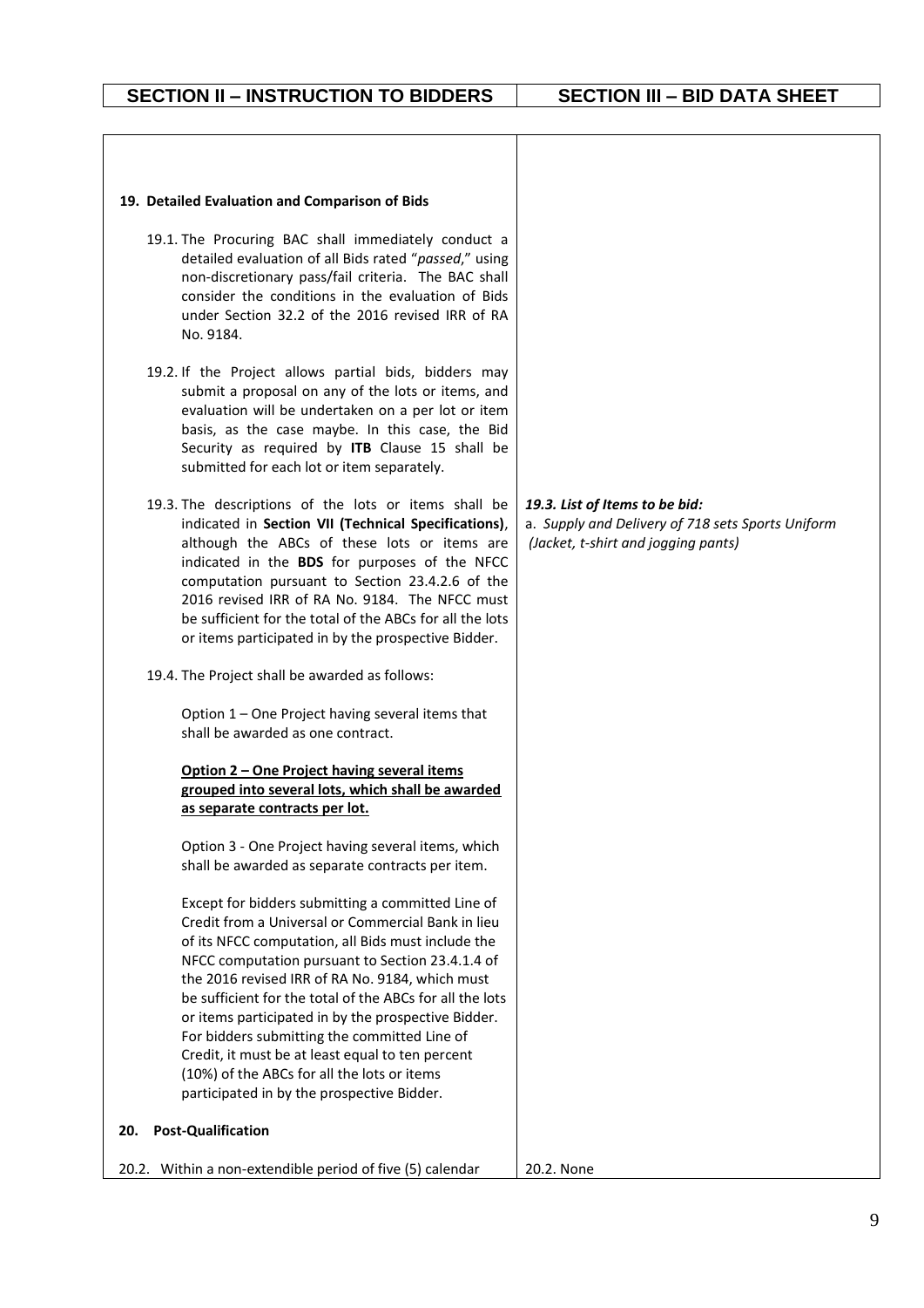| SECTION II – INSTRUCTION TO BIDDERS | SECTION III – BID DATA SHEET |
|---|---|
| **19. Detailed Evaluation and Comparison of Bids** | |
| 19.1. The Procuring BAC shall immediately conduct a detailed evaluation of all Bids rated "*passed*," using non-discretionary pass/fail criteria. The BAC shall consider the conditions in the evaluation of Bids under Section 32.2 of the 2016 revised IRR of RA No. 9184. | |
| 19.2. If the Project allows partial bids, bidders may submit a proposal on any of the lots or items, and evaluation will be undertaken on a per lot or item basis, as the case maybe. In this case, the Bid Security as required by **ITB** Clause 15 shall be submitted for each lot or item separately. | |
| 19.3. The descriptions of the lots or items shall be indicated in **Section VII (Technical Specifications)**, although the ABCs of these lots or items are indicated in the **BDS** for purposes of the NFCC computation pursuant to Section 23.4.2.6 of the 2016 revised IRR of RA No. 9184. The NFCC must be sufficient for the total of the ABCs for all the lots or items participated in by the prospective Bidder. | ***19.3. List of Items to be bid:*** <br> a. *Supply and Delivery of 718 sets Sports Uniform (Jacket, t-shirt and jogging pants)* |
| 19.4. The Project shall be awarded as follows: <br><br> Option 1 – One Project having several items that shall be awarded as one contract. <br><br> **Option 2 – One Project having several items grouped into several lots, which shall be awarded as separate contracts per lot.** <br><br> Option 3 - One Project having several items, which shall be awarded as separate contracts per item. <br><br> Except for bidders submitting a committed Line of Credit from a Universal or Commercial Bank in lieu of its NFCC computation, all Bids must include the NFCC computation pursuant to Section 23.4.1.4 of the 2016 revised IRR of RA No. 9184, which must be sufficient for the total of the ABCs for all the lots or items participated in by the prospective Bidder. For bidders submitting the committed Line of Credit, it must be at least equal to ten percent (10%) of the ABCs for all the lots or items participated in by the prospective Bidder. | |
| **20. Post-Qualification** | |
| 20.2. Within a non-extendible period of five (5) calendar | 20.2. None |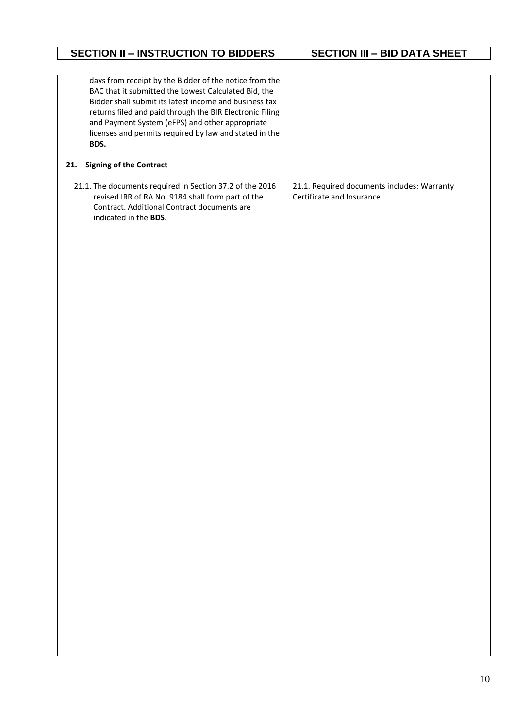| SECTION II – INSTRUCTION TO BIDDERS | SECTION III – BID DATA SHEET |
| --- | --- |
| days from receipt by the Bidder of the notice from the BAC that it submitted the Lowest Calculated Bid, the Bidder shall submit its latest income and business tax returns filed and paid through the BIR Electronic Filing and Payment System (eFPS) and other appropriate licenses and permits required by law and stated in the **BDS.** | |
| **21. Signing of the Contract** | |
| 21.1. The documents required in Section 37.2 of the 2016 revised IRR of RA No. 9184 shall form part of the Contract. Additional Contract documents are indicated in the **BDS**. | 21.1. Required documents includes: Warranty Certificate and Insurance |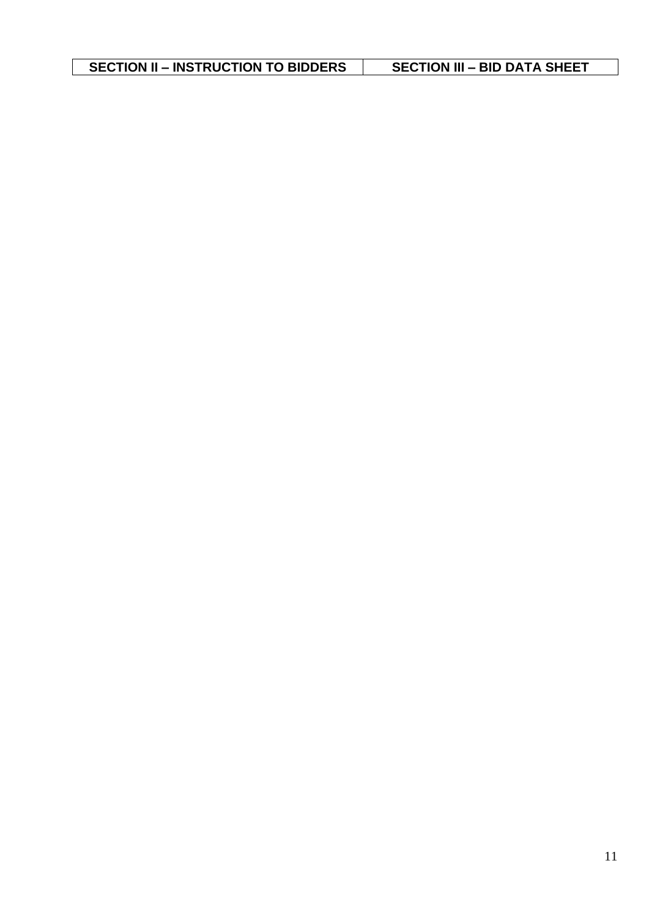| SECTION II – INSTRUCTION TO BIDDERS | SECTION III – BID DATA SHEET |
| --- | --- |